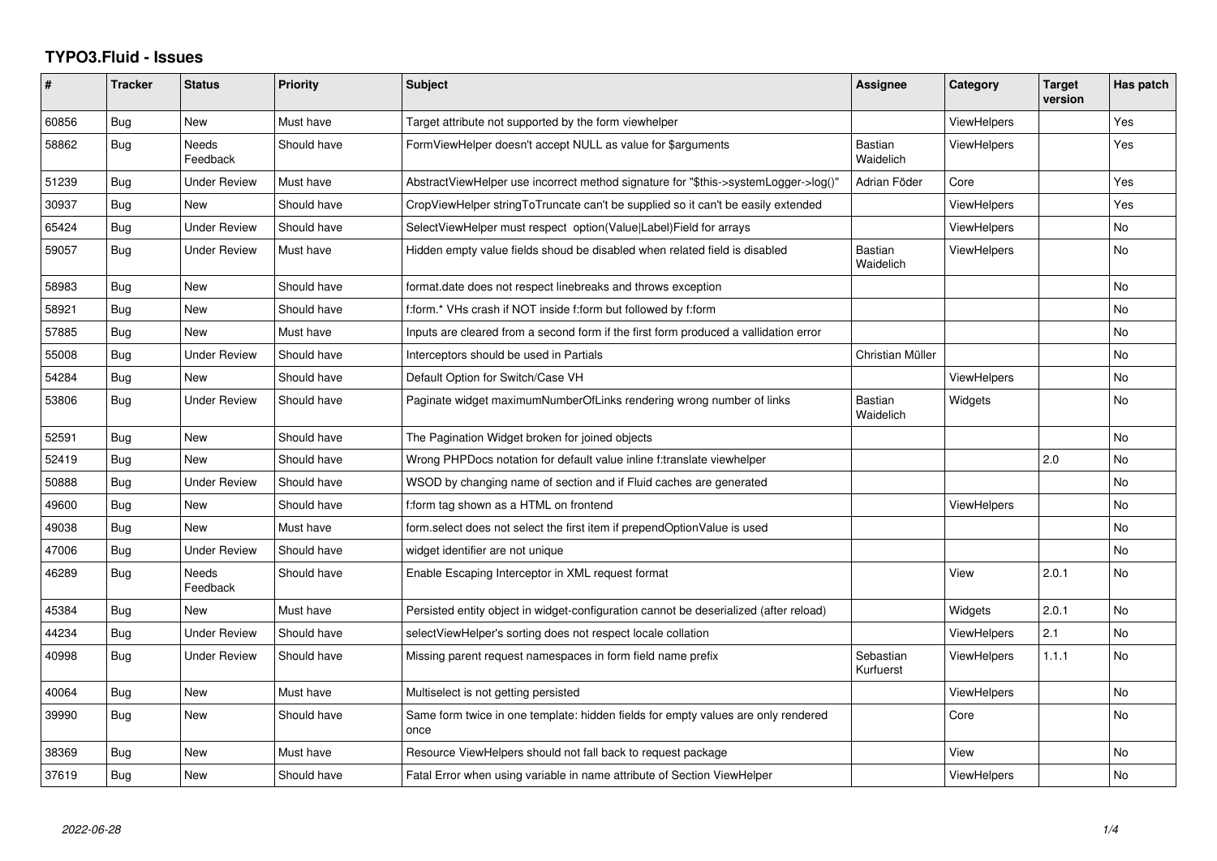# TYPO3.Fluid - Issues

| # | Tracker | Status | Priority | Subject | Assignee | Category | Target version | Has patch |
|---|---|---|---|---|---|---|---|---|
| 60856 | Bug | New | Must have | Target attribute not supported by the form viewhelper | | ViewHelpers | | Yes |
| 58862 | Bug | Needs Feedback | Should have | FormViewHelper doesn't accept NULL as value for $arguments | Bastian Waidelich | ViewHelpers | | Yes |
| 51239 | Bug | Under Review | Must have | AbstractViewHelper use incorrect method signature for "$this->systemLogger->log()" | Adrian Föder | Core | | Yes |
| 30937 | Bug | New | Should have | CropViewHelper stringToTruncate can't be supplied so it can't be easily extended | | ViewHelpers | | Yes |
| 65424 | Bug | Under Review | Should have | SelectViewHelper must respect option(Value\|Label)Field for arrays | | ViewHelpers | | No |
| 59057 | Bug | Under Review | Must have | Hidden empty value fields shoud be disabled when related field is disabled | Bastian Waidelich | ViewHelpers | | No |
| 58983 | Bug | New | Should have | format.date does not respect linebreaks and throws exception | | | | No |
| 58921 | Bug | New | Should have | f:form.* VHs crash if NOT inside f:form but followed by f:form | | | | No |
| 57885 | Bug | New | Must have | Inputs are cleared from a second form if the first form produced a vallidation error | | | | No |
| 55008 | Bug | Under Review | Should have | Interceptors should be used in Partials | Christian Müller | | | No |
| 54284 | Bug | New | Should have | Default Option for Switch/Case VH | | ViewHelpers | | No |
| 53806 | Bug | Under Review | Should have | Paginate widget maximumNumberOfLinks rendering wrong number of links | Bastian Waidelich | Widgets | | No |
| 52591 | Bug | New | Should have | The Pagination Widget broken for joined objects | | | | No |
| 52419 | Bug | New | Should have | Wrong PHPDocs notation for default value inline f:translate viewhelper | | | 2.0 | No |
| 50888 | Bug | Under Review | Should have | WSOD by changing name of section and if Fluid caches are generated | | | | No |
| 49600 | Bug | New | Should have | f:form tag shown as a HTML on frontend | | ViewHelpers | | No |
| 49038 | Bug | New | Must have | form.select does not select the first item if prependOptionValue is used | | | | No |
| 47006 | Bug | Under Review | Should have | widget identifier are not unique | | | | No |
| 46289 | Bug | Needs Feedback | Should have | Enable Escaping Interceptor in XML request format | | View | 2.0.1 | No |
| 45384 | Bug | New | Must have | Persisted entity object in widget-configuration cannot be deserialized (after reload) | | Widgets | 2.0.1 | No |
| 44234 | Bug | Under Review | Should have | selectViewHelper's sorting does not respect locale collation | | ViewHelpers | 2.1 | No |
| 40998 | Bug | Under Review | Should have | Missing parent request namespaces in form field name prefix | Sebastian Kurfuerst | ViewHelpers | 1.1.1 | No |
| 40064 | Bug | New | Must have | Multiselect is not getting persisted | | ViewHelpers | | No |
| 39990 | Bug | New | Should have | Same form twice in one template: hidden fields for empty values are only rendered once | | Core | | No |
| 38369 | Bug | New | Must have | Resource ViewHelpers should not fall back to request package | | View | | No |
| 37619 | Bug | New | Should have | Fatal Error when using variable in name attribute of Section ViewHelper | | ViewHelpers | | No |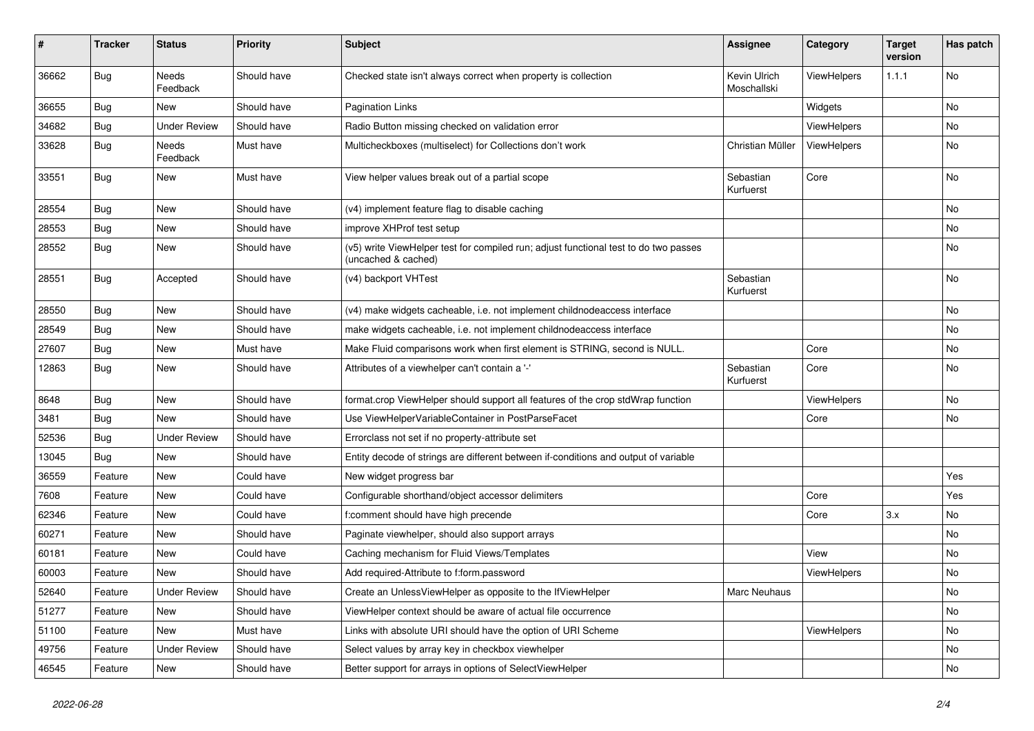| # | Tracker | Status | Priority | Subject | Assignee | Category | Target version | Has patch |
|---|---|---|---|---|---|---|---|---|
| 36662 | Bug | Needs Feedback | Should have | Checked state isn't always correct when property is collection | Kevin Ulrich Moschallski | ViewHelpers | 1.1.1 | No |
| 36655 | Bug | New | Should have | Pagination Links | | Widgets | | No |
| 34682 | Bug | Under Review | Should have | Radio Button missing checked on validation error | | ViewHelpers | | No |
| 33628 | Bug | Needs Feedback | Must have | Multicheckboxes (multiselect) for Collections don't work | Christian Müller | ViewHelpers | | No |
| 33551 | Bug | New | Must have | View helper values break out of a partial scope | Sebastian Kurfuerst | Core | | No |
| 28554 | Bug | New | Should have | (v4) implement feature flag to disable caching | | | | No |
| 28553 | Bug | New | Should have | improve XHProf test setup | | | | No |
| 28552 | Bug | New | Should have | (v5) write ViewHelper test for compiled run; adjust functional test to do two passes (uncached & cached) | | | | No |
| 28551 | Bug | Accepted | Should have | (v4) backport VHTest | Sebastian Kurfuerst | | | No |
| 28550 | Bug | New | Should have | (v4) make widgets cacheable, i.e. not implement childnodeaccess interface | | | | No |
| 28549 | Bug | New | Should have | make widgets cacheable, i.e. not implement childnodeaccess interface | | | | No |
| 27607 | Bug | New | Must have | Make Fluid comparisons work when first element is STRING, second is NULL. | | Core | | No |
| 12863 | Bug | New | Should have | Attributes of a viewhelper can't contain a '-' | Sebastian Kurfuerst | Core | | No |
| 8648 | Bug | New | Should have | format.crop ViewHelper should support all features of the crop stdWrap function | | ViewHelpers | | No |
| 3481 | Bug | New | Should have | Use ViewHelperVariableContainer in PostParseFacet | | Core | | No |
| 52536 | Bug | Under Review | Should have | Errorclass not set if no property-attribute set | | | | |
| 13045 | Bug | New | Should have | Entity decode of strings are different between if-conditions and output of variable | | | | |
| 36559 | Feature | New | Could have | New widget progress bar | | | | Yes |
| 7608 | Feature | New | Could have | Configurable shorthand/object accessor delimiters | | Core | | Yes |
| 62346 | Feature | New | Could have | f:comment should have high precende | | Core | 3.x | No |
| 60271 | Feature | New | Should have | Paginate viewhelper, should also support arrays | | | | No |
| 60181 | Feature | New | Could have | Caching mechanism for Fluid Views/Templates | | View | | No |
| 60003 | Feature | New | Should have | Add required-Attribute to f:form.password | | ViewHelpers | | No |
| 52640 | Feature | Under Review | Should have | Create an UnlessViewHelper as opposite to the IfViewHelper | Marc Neuhaus | | | No |
| 51277 | Feature | New | Should have | ViewHelper context should be aware of actual file occurrence | | | | No |
| 51100 | Feature | New | Must have | Links with absolute URI should have the option of URI Scheme | | ViewHelpers | | No |
| 49756 | Feature | Under Review | Should have | Select values by array key in checkbox viewhelper | | | | No |
| 46545 | Feature | New | Should have | Better support for arrays in options of SelectViewHelper | | | | No |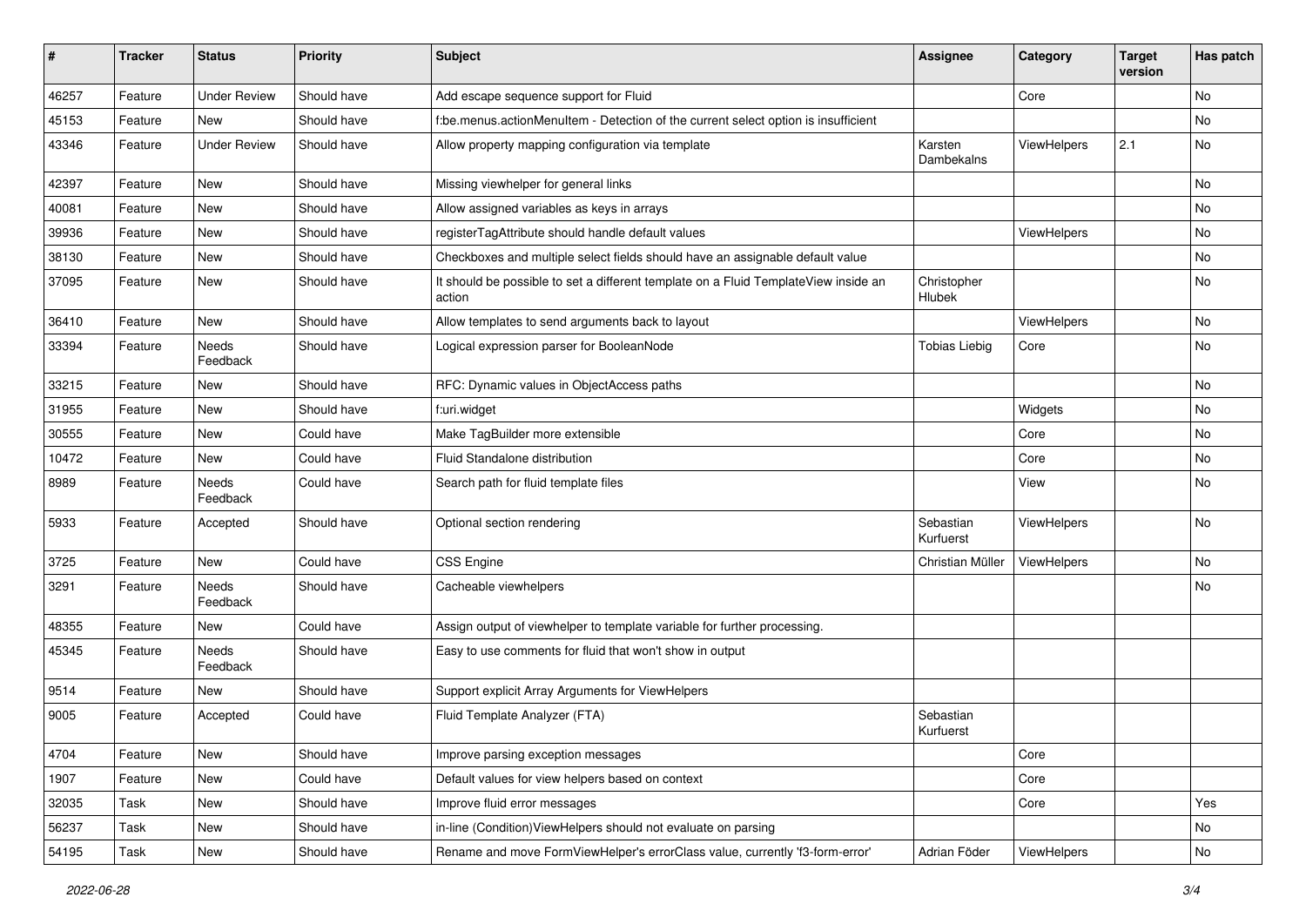| # | Tracker | Status | Priority | Subject | Assignee | Category | Target version | Has patch |
|---|---|---|---|---|---|---|---|---|
| 46257 | Feature | Under Review | Should have | Add escape sequence support for Fluid | | Core | | No |
| 45153 | Feature | New | Should have | f:be.menus.actionMenuItem - Detection of the current select option is insufficient | | | | No |
| 43346 | Feature | Under Review | Should have | Allow property mapping configuration via template | Karsten Dambekalns | ViewHelpers | 2.1 | No |
| 42397 | Feature | New | Should have | Missing viewhelper for general links | | | | No |
| 40081 | Feature | New | Should have | Allow assigned variables as keys in arrays | | | | No |
| 39936 | Feature | New | Should have | registerTagAttribute should handle default values | | ViewHelpers | | No |
| 38130 | Feature | New | Should have | Checkboxes and multiple select fields should have an assignable default value | | | | No |
| 37095 | Feature | New | Should have | It should be possible to set a different template on a Fluid TemplateView inside an action | Christopher Hlubek | | | No |
| 36410 | Feature | New | Should have | Allow templates to send arguments back to layout | | ViewHelpers | | No |
| 33394 | Feature | Needs Feedback | Should have | Logical expression parser for BooleanNode | Tobias Liebig | Core | | No |
| 33215 | Feature | New | Should have | RFC: Dynamic values in ObjectAccess paths | | | | No |
| 31955 | Feature | New | Should have | f:uri.widget | | Widgets | | No |
| 30555 | Feature | New | Could have | Make TagBuilder more extensible | | Core | | No |
| 10472 | Feature | New | Could have | Fluid Standalone distribution | | Core | | No |
| 8989 | Feature | Needs Feedback | Could have | Search path for fluid template files | | View | | No |
| 5933 | Feature | Accepted | Should have | Optional section rendering | Sebastian Kurfuerst | ViewHelpers | | No |
| 3725 | Feature | New | Could have | CSS Engine | Christian Müller | ViewHelpers | | No |
| 3291 | Feature | Needs Feedback | Should have | Cacheable viewhelpers | | | | No |
| 48355 | Feature | New | Could have | Assign output of viewhelper to template variable for further processing. | | | | |
| 45345 | Feature | Needs Feedback | Should have | Easy to use comments for fluid that won't show in output | | | | |
| 9514 | Feature | New | Should have | Support explicit Array Arguments for ViewHelpers | | | | |
| 9005 | Feature | Accepted | Could have | Fluid Template Analyzer (FTA) | Sebastian Kurfuerst | | | |
| 4704 | Feature | New | Should have | Improve parsing exception messages | | Core | | |
| 1907 | Feature | New | Could have | Default values for view helpers based on context | | Core | | |
| 32035 | Task | New | Should have | Improve fluid error messages | | Core | | Yes |
| 56237 | Task | New | Should have | in-line (Condition)ViewHelpers should not evaluate on parsing | | | | No |
| 54195 | Task | New | Should have | Rename and move FormViewHelper's errorClass value, currently 'f3-form-error' | Adrian Föder | ViewHelpers | | No |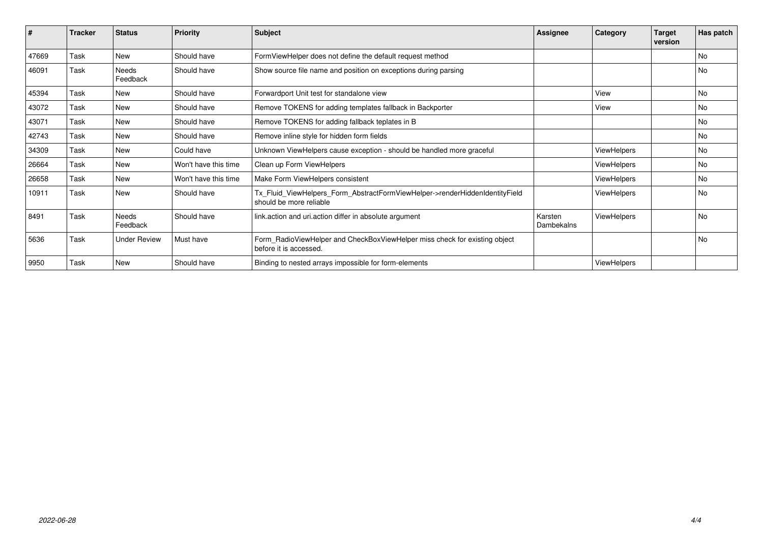| # | Tracker | Status | Priority | Subject | Assignee | Category | Target version | Has patch |
|---|---|---|---|---|---|---|---|---|
| 47669 | Task | New | Should have | FormViewHelper does not define the default request method | | | | No |
| 46091 | Task | Needs Feedback | Should have | Show source file name and position on exceptions during parsing | | | | No |
| 45394 | Task | New | Should have | Forwardport Unit test for standalone view | | View | | No |
| 43072 | Task | New | Should have | Remove TOKENS for adding templates fallback in Backporter | | View | | No |
| 43071 | Task | New | Should have | Remove TOKENS for adding fallback teplates in B | | | | No |
| 42743 | Task | New | Should have | Remove inline style for hidden form fields | | | | No |
| 34309 | Task | New | Could have | Unknown ViewHelpers cause exception - should be handled more graceful | | ViewHelpers | | No |
| 26664 | Task | New | Won't have this time | Clean up Form ViewHelpers | | ViewHelpers | | No |
| 26658 | Task | New | Won't have this time | Make Form ViewHelpers consistent | | ViewHelpers | | No |
| 10911 | Task | New | Should have | Tx_Fluid_ViewHelpers_Form_AbstractFormViewHelper->renderHiddenIdentityField should be more reliable | | ViewHelpers | | No |
| 8491 | Task | Needs Feedback | Should have | link.action and uri.action differ in absolute argument | Karsten Dambekalns | ViewHelpers | | No |
| 5636 | Task | Under Review | Must have | Form_RadioViewHelper and CheckBoxViewHelper miss check for existing object before it is accessed. | | | | No |
| 9950 | Task | New | Should have | Binding to nested arrays impossible for form-elements | | ViewHelpers | | |

2022-06-28